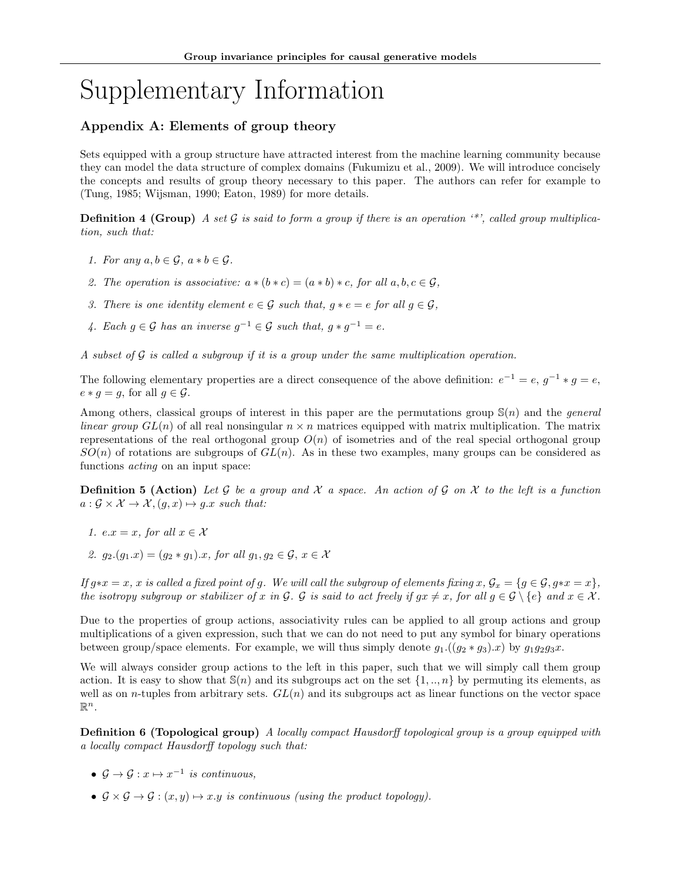# Supplementary Information

## Appendix A: Elements of group theory

Sets equipped with a group structure have attracted interest from the machine learning community because they can model the data structure of complex domains (Fukumizu et al., 2009). We will introduce concisely the concepts and results of group theory necessary to this paper. The authors can refer for example to (Tung, 1985; Wijsman, 1990; Eaton, 1989) for more details.

**Definition 4 (Group)** *A set $\mathcal{G}$ is said to form a group if there is an operation '$*$', called group multiplication, such that:*

1. *For any $a, b \in \mathcal{G}$, $a * b \in \mathcal{G}$.*
2. *The operation is associative: $a * (b * c) = (a * b) * c$, for all $a, b, c \in \mathcal{G}$,*
3. *There is one identity element $e \in \mathcal{G}$ such that, $g * e = e$ for all $g \in \mathcal{G}$,*
4. *Each $g \in \mathcal{G}$ has an inverse $g^{-1} \in \mathcal{G}$ such that, $g * g^{-1} = e$.*

*A subset of $\mathcal{G}$ is called a subgroup if it is a group under the same multiplication operation.*

The following elementary properties are a direct consequence of the above definition: $e^{-1} = e$, $g^{-1} * g = e$, $e * g = g$, for all $g \in \mathcal{G}$.

Among others, classical groups of interest in this paper are the permutations group $\mathbb{S}(n)$ and the *general linear group* $GL(n)$ of all real nonsingular $n \times n$ matrices equipped with matrix multiplication. The matrix representations of the real orthogonal group $O(n)$ of isometries and of the real special orthogonal group $SO(n)$ of rotations are subgroups of $GL(n)$. As in these two examples, many groups can be considered as functions *acting* on an input space:

**Definition 5 (Action)** *Let $\mathcal{G}$ be a group and $\mathcal{X}$ a space. An action of $\mathcal{G}$ on $\mathcal{X}$ to the left is a function $a : \mathcal{G} \times \mathcal{X} \to \mathcal{X}, (g, x) \mapsto g.x$ such that:*

1. *$e.x = x$, for all $x \in \mathcal{X}$*
2. *$g_2.(g_1.x) = (g_2 * g_1).x$, for all $g_1, g_2 \in \mathcal{G}$, $x \in \mathcal{X}$*

*If $g{*}x = x$, $x$ is called a fixed point of $g$. We will call the subgroup of elements fixing $x$, $\mathcal{G}_x = \{g \in \mathcal{G}, g{*}x = x\}$, the isotropy subgroup or stabilizer of $x$ in $\mathcal{G}$. $\mathcal{G}$ is said to act freely if $gx \neq x$, for all $g \in \mathcal{G} \setminus \{e\}$ and $x \in \mathcal{X}$.*

Due to the properties of group actions, associativity rules can be applied to all group actions and group multiplications of a given expression, such that we can do not need to put any symbol for binary operations between group/space elements. For example, we will thus simply denote $g_1.((g_2 * g_3).x)$ by $g_1 g_2 g_3 x$.

We will always consider group actions to the left in this paper, such that we will simply call them group action. It is easy to show that $\mathbb{S}(n)$ and its subgroups act on the set $\{1, .., n\}$ by permuting its elements, as well as on $n$-tuples from arbitrary sets. $GL(n)$ and its subgroups act as linear functions on the vector space $\mathbb{R}^n$.

**Definition 6 (Topological group)** *A locally compact Hausdorff topological group is a group equipped with a locally compact Hausdorff topology such that:*

- *$\mathcal{G} \to \mathcal{G} : x \mapsto x^{-1}$ is continuous,*
- *$\mathcal{G} \times \mathcal{G} \to \mathcal{G} : (x, y) \mapsto x.y$ is continuous (using the product topology).*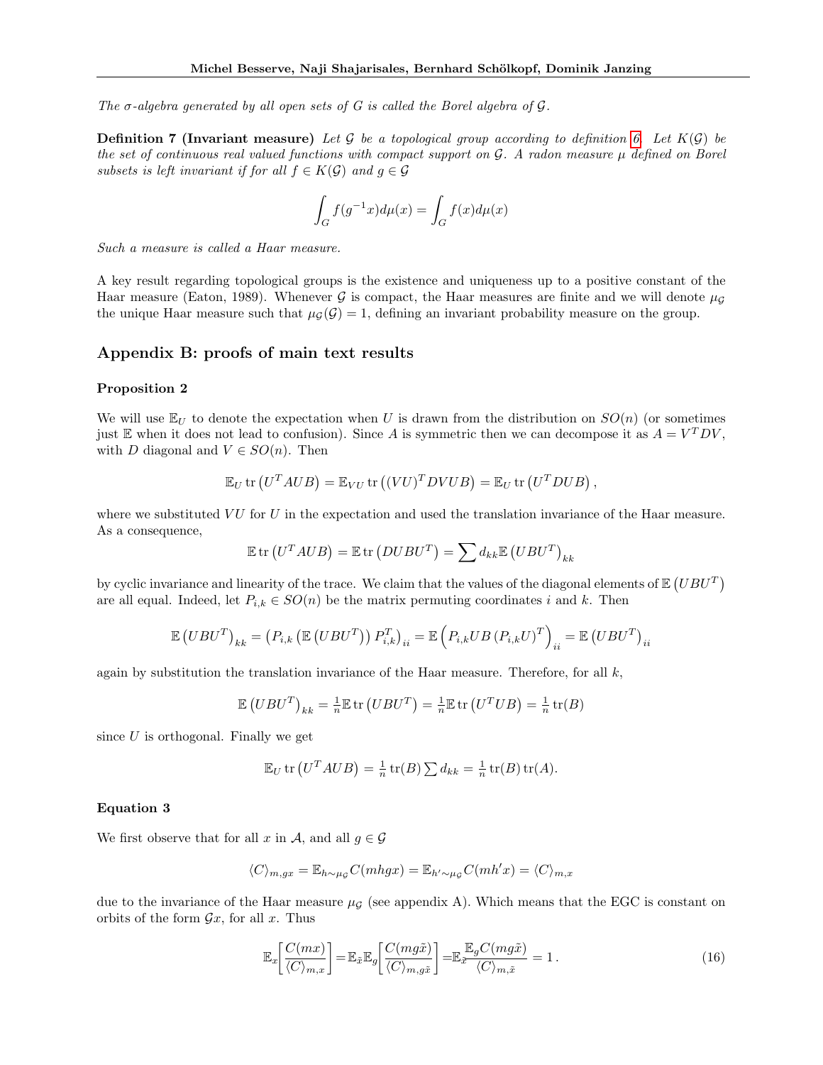*The $\sigma$-algebra generated by all open sets of $G$ is called the Borel algebra of $\mathcal{G}$.*

**Definition 7 (Invariant measure)** *Let $\mathcal{G}$ be a topological group according to definition 6. Let $K(\mathcal{G})$ be the set of continuous real valued functions with compact support on $\mathcal{G}$. A radon measure $\mu$ defined on Borel subsets is left invariant if for all $f \in K(\mathcal{G})$ and $g \in \mathcal{G}$*

$$\int_G f(g^{-1}x)d\mu(x) = \int_G f(x)d\mu(x)$$

*Such a measure is called a Haar measure.*

A key result regarding topological groups is the existence and uniqueness up to a positive constant of the Haar measure (Eaton, 1989). Whenever $\mathcal{G}$ is compact, the Haar measures are finite and we will denote $\mu_{\mathcal{G}}$ the unique Haar measure such that $\mu_{\mathcal{G}}(\mathcal{G}) = 1$, defining an invariant probability measure on the group.

## Appendix B: proofs of main text results

### Proposition 2

We will use $\mathbb{E}_U$ to denote the expectation when $U$ is drawn from the distribution on $SO(n)$ (or sometimes just $\mathbb{E}$ when it does not lead to confusion). Since $A$ is symmetric then we can decompose it as $A = V^T DV$, with $D$ diagonal and $V \in SO(n)$. Then

$$\mathbb{E}_U \operatorname{tr}\left(U^T AUB\right) = \mathbb{E}_{VU} \operatorname{tr}\left((VU)^T DVUB\right) = \mathbb{E}_U \operatorname{tr}\left(U^T DUB\right),$$

where we substituted $VU$ for $U$ in the expectation and used the translation invariance of the Haar measure. As a consequence,

$$\mathbb{E} \operatorname{tr}\left(U^T AUB\right) = \mathbb{E} \operatorname{tr}\left(DUBU^T\right) = \sum d_{kk} \mathbb{E}\left(UBU^T\right)_{kk}$$

by cyclic invariance and linearity of the trace. We claim that the values of the diagonal elements of $\mathbb{E}\left(UBU^T\right)$ are all equal. Indeed, let $P_{i,k} \in SO(n)$ be the matrix permuting coordinates $i$ and $k$. Then

$$\mathbb{E}\left(UBU^T\right)_{kk} = \left(P_{i,k}\left(\mathbb{E}\left(UBU^T\right)\right) P_{i,k}^T\right)_{ii} = \mathbb{E}\left(P_{i,k}UB\left(P_{i,k}U\right)^T\right)_{ii} = \mathbb{E}\left(UBU^T\right)_{ii}$$

again by substitution the translation invariance of the Haar measure. Therefore, for all $k$,

$$\mathbb{E}\left(UBU^T\right)_{kk} = \tfrac{1}{n}\mathbb{E} \operatorname{tr}\left(UBU^T\right) = \tfrac{1}{n}\mathbb{E} \operatorname{tr}\left(U^T UB\right) = \tfrac{1}{n} \operatorname{tr}(B)$$

since $U$ is orthogonal. Finally we get

$$\mathbb{E}_U \operatorname{tr}\left(U^T AUB\right) = \tfrac{1}{n} \operatorname{tr}(B) \sum d_{kk} = \tfrac{1}{n} \operatorname{tr}(B) \operatorname{tr}(A).$$

### Equation 3

We first observe that for all $x$ in $\mathcal{A}$, and all $g \in \mathcal{G}$

$$\langle C \rangle_{m,gx} = \mathbb{E}_{h \sim \mu_{\mathcal{G}}} C(mhgx) = \mathbb{E}_{h' \sim \mu_{\mathcal{G}}} C(mh'x) = \langle C \rangle_{m,x}$$

due to the invariance of the Haar measure $\mu_{\mathcal{G}}$ (see appendix A). Which means that the EGC is constant on orbits of the form $\mathcal{G}x$, for all $x$. Thus

$$\mathbb{E}_x\left[\frac{C(mx)}{\langle C \rangle_{m,x}}\right] = \mathbb{E}_{\tilde{x}}\mathbb{E}_g\left[\frac{C(mg\tilde{x})}{\langle C \rangle_{m,g\tilde{x}}}\right] = \mathbb{E}_{\tilde{x}}\frac{\mathbb{E}_g C(mg\tilde{x})}{\langle C \rangle_{m,\tilde{x}}} = 1\,. \tag{16}$$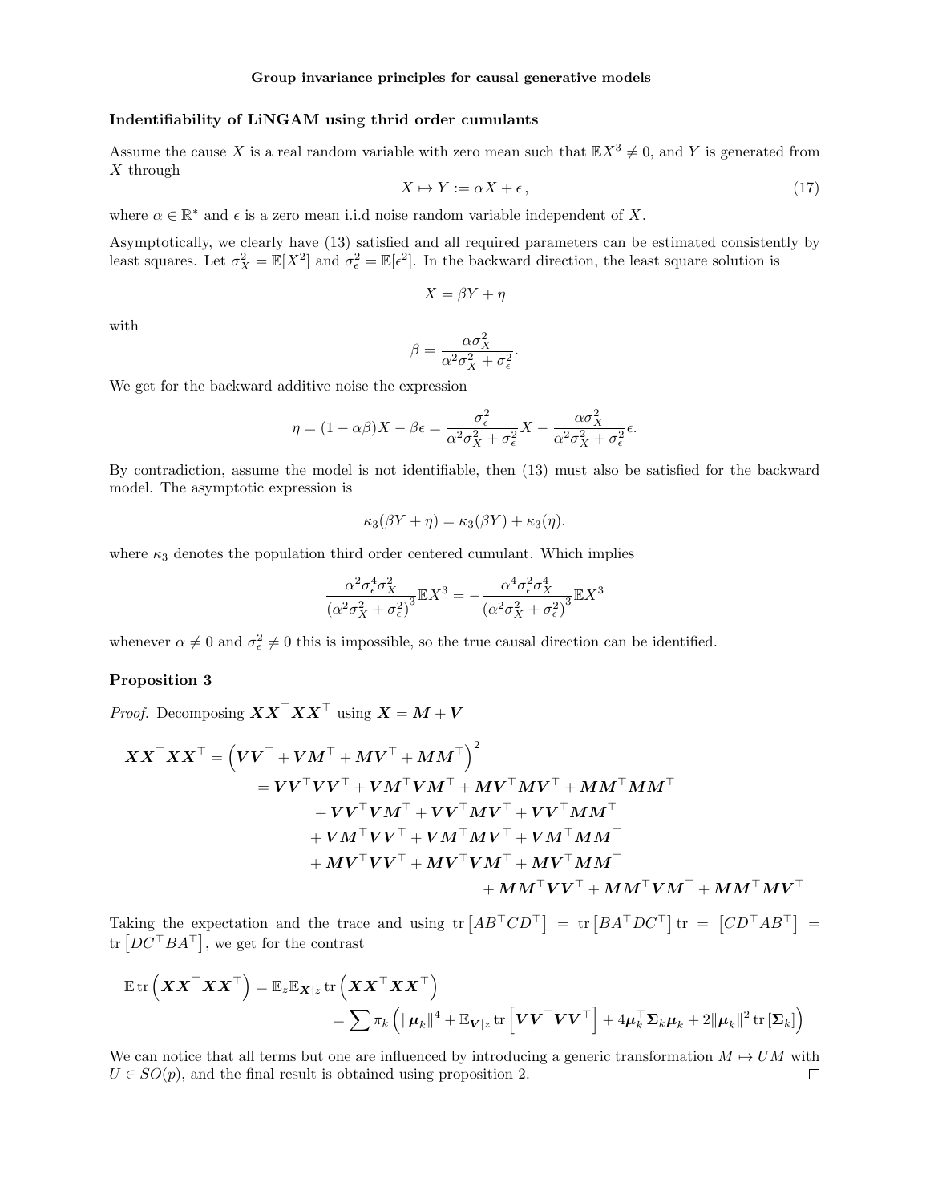### Indentifiability of LiNGAM using thrid order cumulants

Assume the cause $X$ is a real random variable with zero mean such that $\mathbb{E}X^3 \neq 0$, and $Y$ is generated from $X$ through

$$X \mapsto Y := \alpha X + \epsilon\,, \tag{17}$$

where $\alpha \in \mathbb{R}^*$ and $\epsilon$ is a zero mean i.i.d noise random variable independent of $X$.

Asymptotically, we clearly have (13) satisfied and all required parameters can be estimated consistently by least squares. Let $\sigma_X^2 = \mathbb{E}[X^2]$ and $\sigma_\epsilon^2 = \mathbb{E}[\epsilon^2]$. In the backward direction, the least square solution is

$$X = \beta Y + \eta$$

with

$$\beta = \frac{\alpha \sigma_X^2}{\alpha^2 \sigma_X^2 + \sigma_\epsilon^2}.$$

We get for the backward additive noise the expression

$$\eta = (1 - \alpha\beta) X - \beta \epsilon = \frac{\sigma_\epsilon^2}{\alpha^2 \sigma_X^2 + \sigma_\epsilon^2} X - \frac{\alpha \sigma_X^2}{\alpha^2 \sigma_X^2 + \sigma_\epsilon^2} \epsilon.$$

By contradiction, assume the model is not identifiable, then (13) must also be satisfied for the backward model. The asymptotic expression is

$$\kappa_3(\beta Y + \eta) = \kappa_3(\beta Y) + \kappa_3(\eta).$$

where $\kappa_3$ denotes the population third order centered cumulant. Which implies

$$\frac{\alpha^2 \sigma_\epsilon^4 \sigma_X^2}{\left(\alpha^2 \sigma_X^2 + \sigma_\epsilon^2\right)^3} \mathbb{E}X^3 = -\frac{\alpha^4 \sigma_\epsilon^2 \sigma_X^4}{\left(\alpha^2 \sigma_X^2 + \sigma_\epsilon^2\right)^3} \mathbb{E}X^3$$

whenever $\alpha \neq 0$ and $\sigma_\epsilon^2 \neq 0$ this is impossible, so the true causal direction can be identified.

### Proposition 3

*Proof.* Decomposing $\boldsymbol{X}\boldsymbol{X}^\top \boldsymbol{X}\boldsymbol{X}^\top$ using $\boldsymbol{X} = \boldsymbol{M} + \boldsymbol{V}$

$$\begin{aligned}
\boldsymbol{X}\boldsymbol{X}^\top \boldsymbol{X}\boldsymbol{X}^\top = \Big(&\boldsymbol{V}\boldsymbol{V}^\top + \boldsymbol{V}\boldsymbol{M}^\top + \boldsymbol{M}\boldsymbol{V}^\top + \boldsymbol{M}\boldsymbol{M}^\top\Big)^2 \\
= &\boldsymbol{V}\boldsymbol{V}^\top\boldsymbol{V}\boldsymbol{V}^\top + \boldsymbol{V}\boldsymbol{M}^\top\boldsymbol{V}\boldsymbol{M}^\top + \boldsymbol{M}\boldsymbol{V}^\top\boldsymbol{M}\boldsymbol{V}^\top + \boldsymbol{M}\boldsymbol{M}^\top\boldsymbol{M}\boldsymbol{M}^\top \\
&+ \boldsymbol{V}\boldsymbol{V}^\top\boldsymbol{V}\boldsymbol{M}^\top + \boldsymbol{V}\boldsymbol{V}^\top\boldsymbol{M}\boldsymbol{V}^\top + \boldsymbol{V}\boldsymbol{V}^\top\boldsymbol{M}\boldsymbol{M}^\top \\
&+ \boldsymbol{V}\boldsymbol{M}^\top\boldsymbol{V}\boldsymbol{V}^\top + \boldsymbol{V}\boldsymbol{M}^\top\boldsymbol{M}\boldsymbol{V}^\top + \boldsymbol{V}\boldsymbol{M}^\top\boldsymbol{M}\boldsymbol{M}^\top \\
&+ \boldsymbol{M}\boldsymbol{V}^\top\boldsymbol{V}\boldsymbol{V}^\top + \boldsymbol{M}\boldsymbol{V}^\top\boldsymbol{V}\boldsymbol{M}^\top + \boldsymbol{M}\boldsymbol{V}^\top\boldsymbol{M}\boldsymbol{M}^\top \\
&+ \boldsymbol{M}\boldsymbol{M}^\top\boldsymbol{V}\boldsymbol{V}^\top + \boldsymbol{M}\boldsymbol{M}^\top\boldsymbol{V}\boldsymbol{M}^\top + \boldsymbol{M}\boldsymbol{M}^\top\boldsymbol{M}\boldsymbol{V}^\top
\end{aligned}$$

Taking the expectation and the trace and using $\operatorname{tr}\left[AB^\top CD^\top\right] = \operatorname{tr}\left[BA^\top DC^\top\right] \operatorname{tr} = \left[CD^\top AB^\top\right] = \operatorname{tr}\left[DC^\top BA^\top\right]$, we get for the contrast

$$\begin{aligned}
\mathbb{E}\operatorname{tr}\left(\boldsymbol{X}\boldsymbol{X}^\top \boldsymbol{X}\boldsymbol{X}^\top\right) &= \mathbb{E}_z \mathbb{E}_{\boldsymbol{X}|z} \operatorname{tr}\left(\boldsymbol{X}\boldsymbol{X}^\top \boldsymbol{X}\boldsymbol{X}^\top\right) \\
&= \sum \pi_k \left(\|\boldsymbol{\mu}_k\|^4 + \mathbb{E}_{\boldsymbol{V}|z} \operatorname{tr}\left[\boldsymbol{V}\boldsymbol{V}^\top\boldsymbol{V}\boldsymbol{V}^\top\right] + 4\boldsymbol{\mu}_k^\top \boldsymbol{\Sigma}_k \boldsymbol{\mu}_k + 2\|\boldsymbol{\mu}_k\|^2 \operatorname{tr}\left[\boldsymbol{\Sigma}_k\right]\right)
\end{aligned}$$

We can notice that all terms but one are influenced by introducing a generic transformation $M \mapsto UM$ with $U \in SO(p)$, and the final result is obtained using proposition 2. $\square$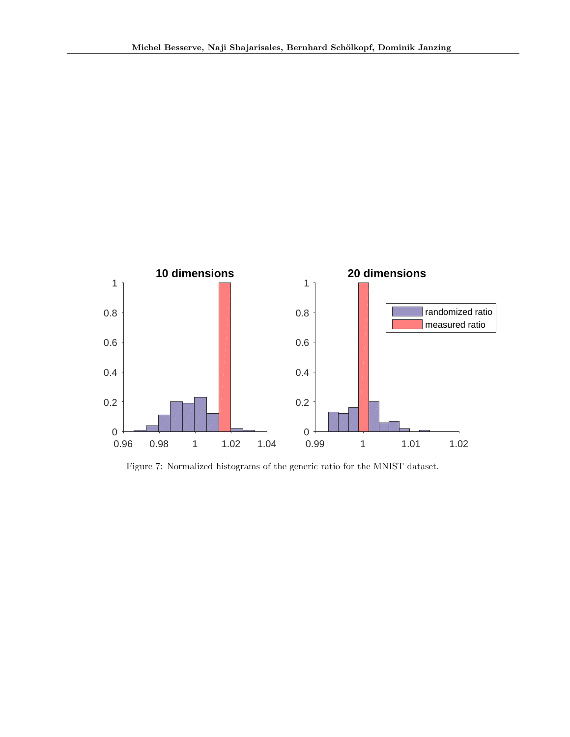10 dimensions

1
0.8
0.6
0.4
0.2
0

0.96 0.98 1 1.02 1.04

20 dimensions

1
0.8
0.6
0.4
0.2
0

0.99 1 1.01 1.02

randomized ratio
measured ratio

Figure 7: Normalized histograms of the generic ratio for the MNIST dataset.